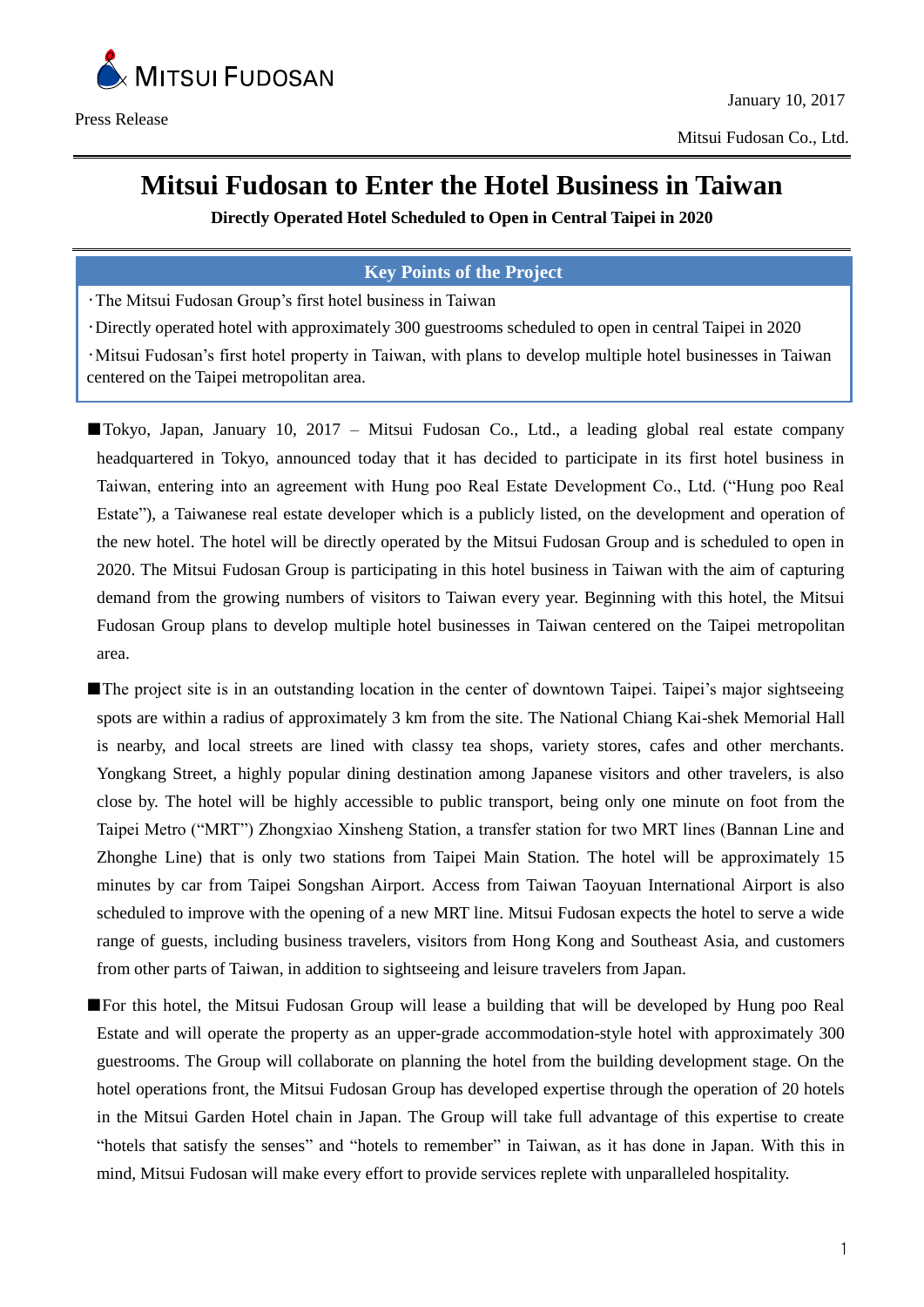MITSUI FUDOSAN

Press Release

January 10, 2017

Mitsui Fudosan Co., Ltd.

# Mitsui Fudosan to Enter the Hotel Business in Taiwan

**Directly Operated Hotel Scheduled to Open in Central Taipei in 2020**

## Key Points of the Project

- The Mitsui Fudosan Group's first hotel business in Taiwan
- Directly operated hotel with approximately 300 guestrooms scheduled to open in central Taipei in 2020
- Mitsui Fudosan's first hotel property in Taiwan, with plans to develop multiple hotel businesses in Taiwan centered on the Taipei metropolitan area.

■Tokyo, Japan, January 10, 2017 – Mitsui Fudosan Co., Ltd., a leading global real estate company headquartered in Tokyo, announced today that it has decided to participate in its first hotel business in Taiwan, entering into an agreement with Hung poo Real Estate Development Co., Ltd. ("Hung poo Real Estate"), a Taiwanese real estate developer which is a publicly listed, on the development and operation of the new hotel. The hotel will be directly operated by the Mitsui Fudosan Group and is scheduled to open in 2020. The Mitsui Fudosan Group is participating in this hotel business in Taiwan with the aim of capturing demand from the growing numbers of visitors to Taiwan every year. Beginning with this hotel, the Mitsui Fudosan Group plans to develop multiple hotel businesses in Taiwan centered on the Taipei metropolitan area.

■The project site is in an outstanding location in the center of downtown Taipei. Taipei's major sightseeing spots are within a radius of approximately 3 km from the site. The National Chiang Kai-shek Memorial Hall is nearby, and local streets are lined with classy tea shops, variety stores, cafes and other merchants. Yongkang Street, a highly popular dining destination among Japanese visitors and other travelers, is also close by. The hotel will be highly accessible to public transport, being only one minute on foot from the Taipei Metro ("MRT") Zhongxiao Xinsheng Station, a transfer station for two MRT lines (Bannan Line and Zhonghe Line) that is only two stations from Taipei Main Station. The hotel will be approximately 15 minutes by car from Taipei Songshan Airport. Access from Taiwan Taoyuan International Airport is also scheduled to improve with the opening of a new MRT line. Mitsui Fudosan expects the hotel to serve a wide range of guests, including business travelers, visitors from Hong Kong and Southeast Asia, and customers from other parts of Taiwan, in addition to sightseeing and leisure travelers from Japan.

■For this hotel, the Mitsui Fudosan Group will lease a building that will be developed by Hung poo Real Estate and will operate the property as an upper-grade accommodation-style hotel with approximately 300 guestrooms. The Group will collaborate on planning the hotel from the building development stage. On the hotel operations front, the Mitsui Fudosan Group has developed expertise through the operation of 20 hotels in the Mitsui Garden Hotel chain in Japan. The Group will take full advantage of this expertise to create "hotels that satisfy the senses" and "hotels to remember" in Taiwan, as it has done in Japan. With this in mind, Mitsui Fudosan will make every effort to provide services replete with unparalleled hospitality.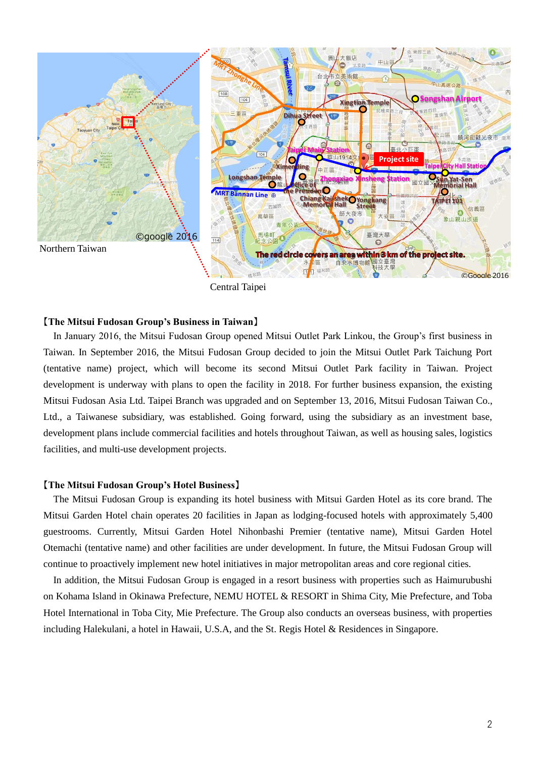Northern Taiwan

Central Taipei

**【The Mitsui Fudosan Group's Business in Taiwan】**

In January 2016, the Mitsui Fudosan Group opened Mitsui Outlet Park Linkou, the Group's first business in Taiwan. In September 2016, the Mitsui Fudosan Group decided to join the Mitsui Outlet Park Taichung Port (tentative name) project, which will become its second Mitsui Outlet Park facility in Taiwan. Project development is underway with plans to open the facility in 2018. For further business expansion, the existing Mitsui Fudosan Asia Ltd. Taipei Branch was upgraded and on September 13, 2016, Mitsui Fudosan Taiwan Co., Ltd., a Taiwanese subsidiary, was established. Going forward, using the subsidiary as an investment base, development plans include commercial facilities and hotels throughout Taiwan, as well as housing sales, logistics facilities, and multi-use development projects.

**【The Mitsui Fudosan Group's Hotel Business】**

The Mitsui Fudosan Group is expanding its hotel business with Mitsui Garden Hotel as its core brand. The Mitsui Garden Hotel chain operates 20 facilities in Japan as lodging-focused hotels with approximately 5,400 guestrooms. Currently, Mitsui Garden Hotel Nihonbashi Premier (tentative name), Mitsui Garden Hotel Otemachi (tentative name) and other facilities are under development. In future, the Mitsui Fudosan Group will continue to proactively implement new hotel initiatives in major metropolitan areas and core regional cities.

In addition, the Mitsui Fudosan Group is engaged in a resort business with properties such as Haimurubushi on Kohama Island in Okinawa Prefecture, NEMU HOTEL & RESORT in Shima City, Mie Prefecture, and Toba Hotel International in Toba City, Mie Prefecture. The Group also conducts an overseas business, with properties including Halekulani, a hotel in Hawaii, U.S.A, and the St. Regis Hotel & Residences in Singapore.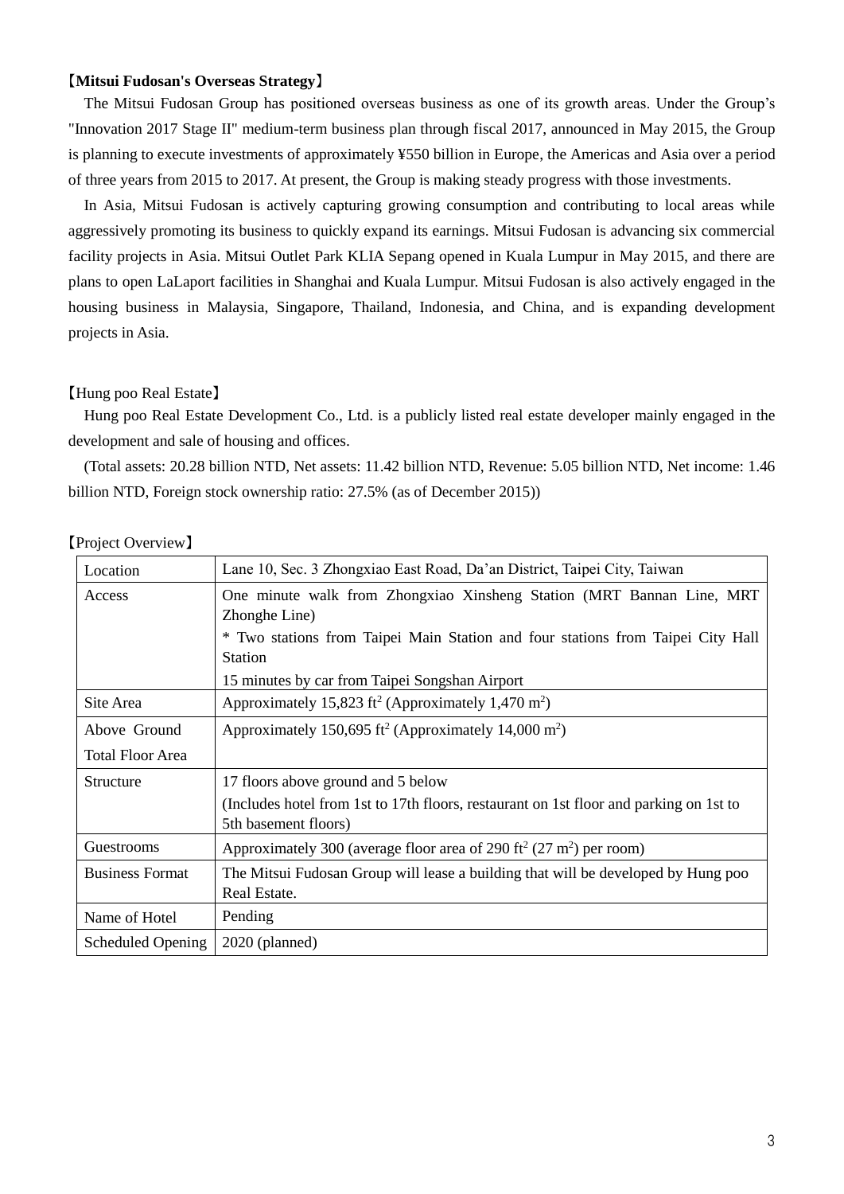**【Mitsui Fudosan's Overseas Strategy】**

The Mitsui Fudosan Group has positioned overseas business as one of its growth areas. Under the Group's "Innovation 2017 Stage II" medium-term business plan through fiscal 2017, announced in May 2015, the Group is planning to execute investments of approximately ¥550 billion in Europe, the Americas and Asia over a period of three years from 2015 to 2017. At present, the Group is making steady progress with those investments.

In Asia, Mitsui Fudosan is actively capturing growing consumption and contributing to local areas while aggressively promoting its business to quickly expand its earnings. Mitsui Fudosan is advancing six commercial facility projects in Asia. Mitsui Outlet Park KLIA Sepang opened in Kuala Lumpur in May 2015, and there are plans to open LaLaport facilities in Shanghai and Kuala Lumpur. Mitsui Fudosan is also actively engaged in the housing business in Malaysia, Singapore, Thailand, Indonesia, and China, and is expanding development projects in Asia.

【Hung poo Real Estate】

Hung poo Real Estate Development Co., Ltd. is a publicly listed real estate developer mainly engaged in the development and sale of housing and offices.

(Total assets: 20.28 billion NTD, Net assets: 11.42 billion NTD, Revenue: 5.05 billion NTD, Net income: 1.46 billion NTD, Foreign stock ownership ratio: 27.5% (as of December 2015))

【Project Overview】

| Location | Lane 10, Sec. 3 Zhongxiao East Road, Da'an District, Taipei City, Taiwan |
|---|---|
| Access | One minute walk from Zhongxiao Xinsheng Station (MRT Bannan Line, MRT Zhonghe Line)<br>* Two stations from Taipei Main Station and four stations from Taipei City Hall Station<br>15 minutes by car from Taipei Songshan Airport |
| Site Area | Approximately 15,823 $ft^2$ (Approximately 1,470 $m^2$) |
| Above Ground Total Floor Area | Approximately 150,695 $ft^2$ (Approximately 14,000 $m^2$) |
| Structure | 17 floors above ground and 5 below<br>(Includes hotel from 1st to 17th floors, restaurant on 1st floor and parking on 1st to 5th basement floors) |
| Guestrooms | Approximately 300 (average floor area of 290 $ft^2$ (27 $m^2$) per room) |
| Business Format | The Mitsui Fudosan Group will lease a building that will be developed by Hung poo Real Estate. |
| Name of Hotel | Pending |
| Scheduled Opening | 2020 (planned) |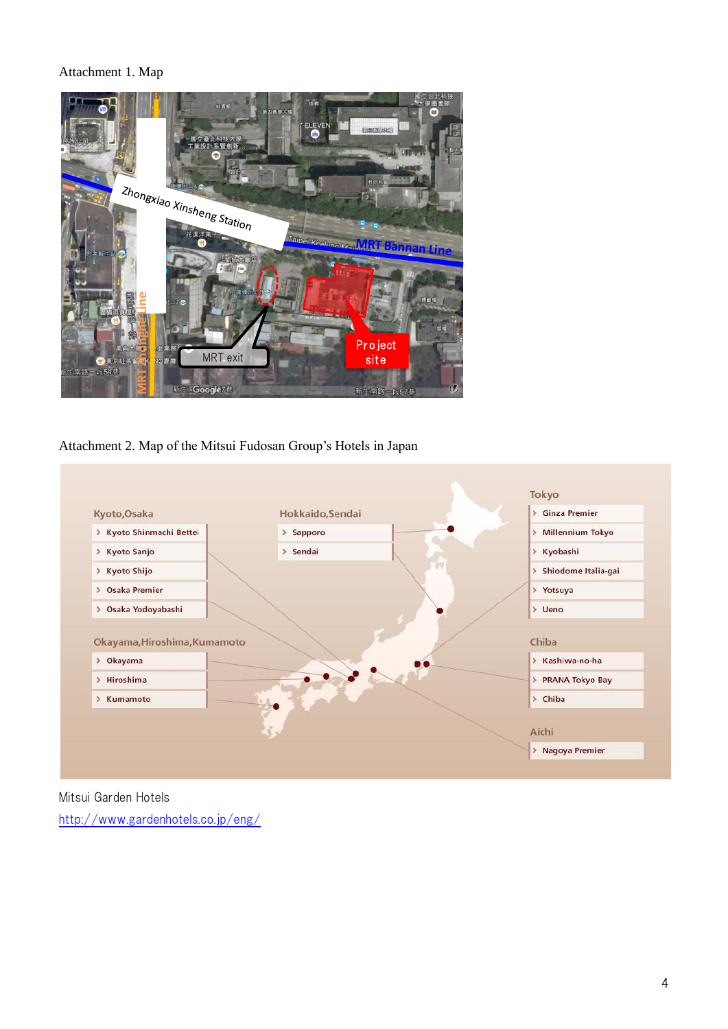Attachment 1. Map

Zhongxiao Xinsheng Station

MRT Bannan Line

MRT Zhonghe Line

MRT exit

Project site

Attachment 2. Map of the Mitsui Fudosan Group's Hotels in Japan

Kyoto,Osaka
- Kyoto Shinmachi Bettei
- Kyoto Sanjo
- Kyoto Shijo
- Osaka Premier
- Osaka Yodoyabashi

Hokkaido,Sendai
- Sapporo
- Sendai

Tokyo
- Ginza Premier
- Millennium Tokyo
- Kyobashi
- Shiodome Italia-gai
- Yotsuya
- Ueno

Okayama,Hiroshima,Kumamoto
- Okayama
- Hiroshima
- Kumamoto

Chiba
- Kashiwa-no-ha
- PRANA Tokyo Bay
- Chiba

Aichi
- Nagoya Premier

Mitsui Garden Hotels

http://www.gardenhotels.co.jp/eng/